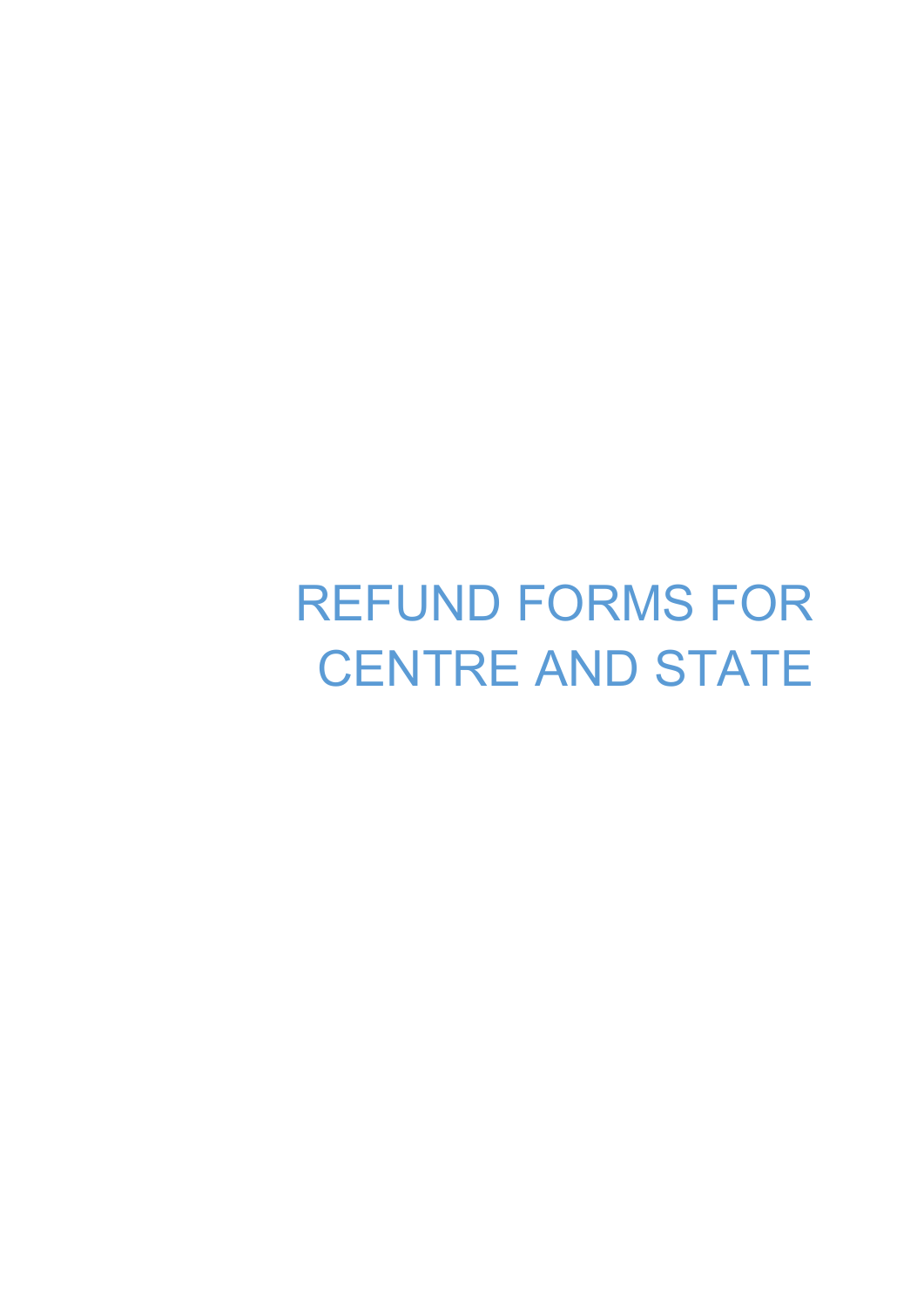# REFUND FORMS FOR CENTRE AND STATE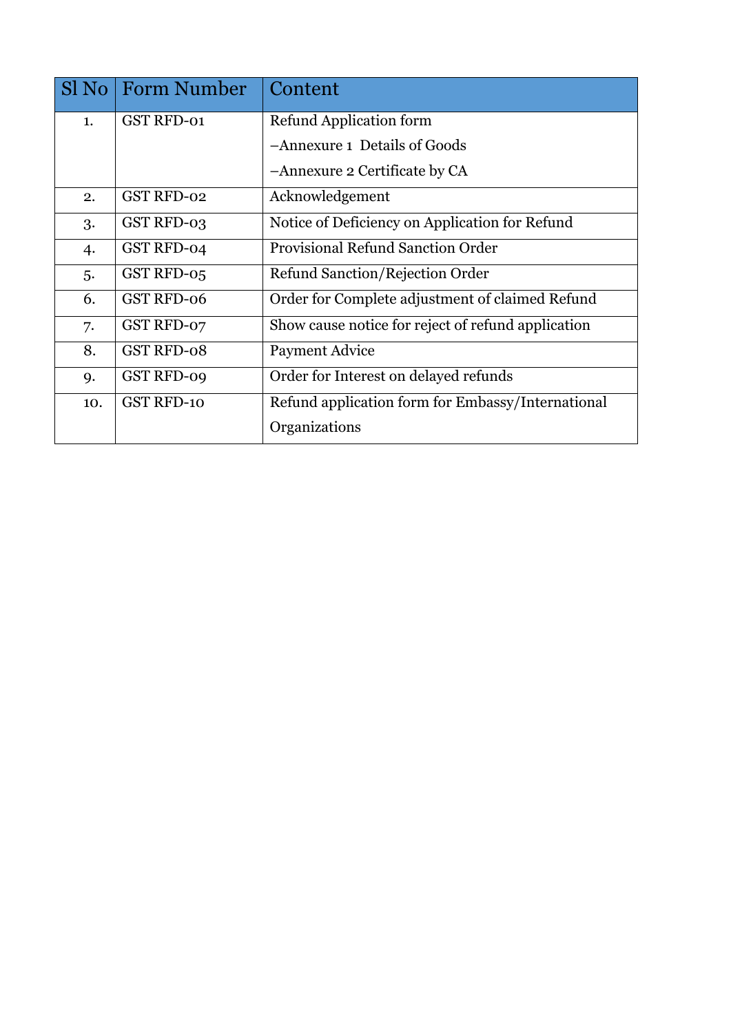| Sl No | Form Number | Content |
|---|---|---|
| 1. | GST RFD-01 | Refund Application form<br>–Annexure 1 Details of Goods<br>–Annexure 2 Certificate by CA |
| 2. | GST RFD-02 | Acknowledgement |
| 3. | GST RFD-03 | Notice of Deficiency on Application for Refund |
| 4. | GST RFD-04 | Provisional Refund Sanction Order |
| 5. | GST RFD-05 | Refund Sanction/Rejection Order |
| 6. | GST RFD-06 | Order for Complete adjustment of claimed Refund |
| 7. | GST RFD-07 | Show cause notice for reject of refund application |
| 8. | GST RFD-08 | Payment Advice |
| 9. | GST RFD-09 | Order for Interest on delayed refunds |
| 10. | GST RFD-10 | Refund application form for Embassy/International Organizations |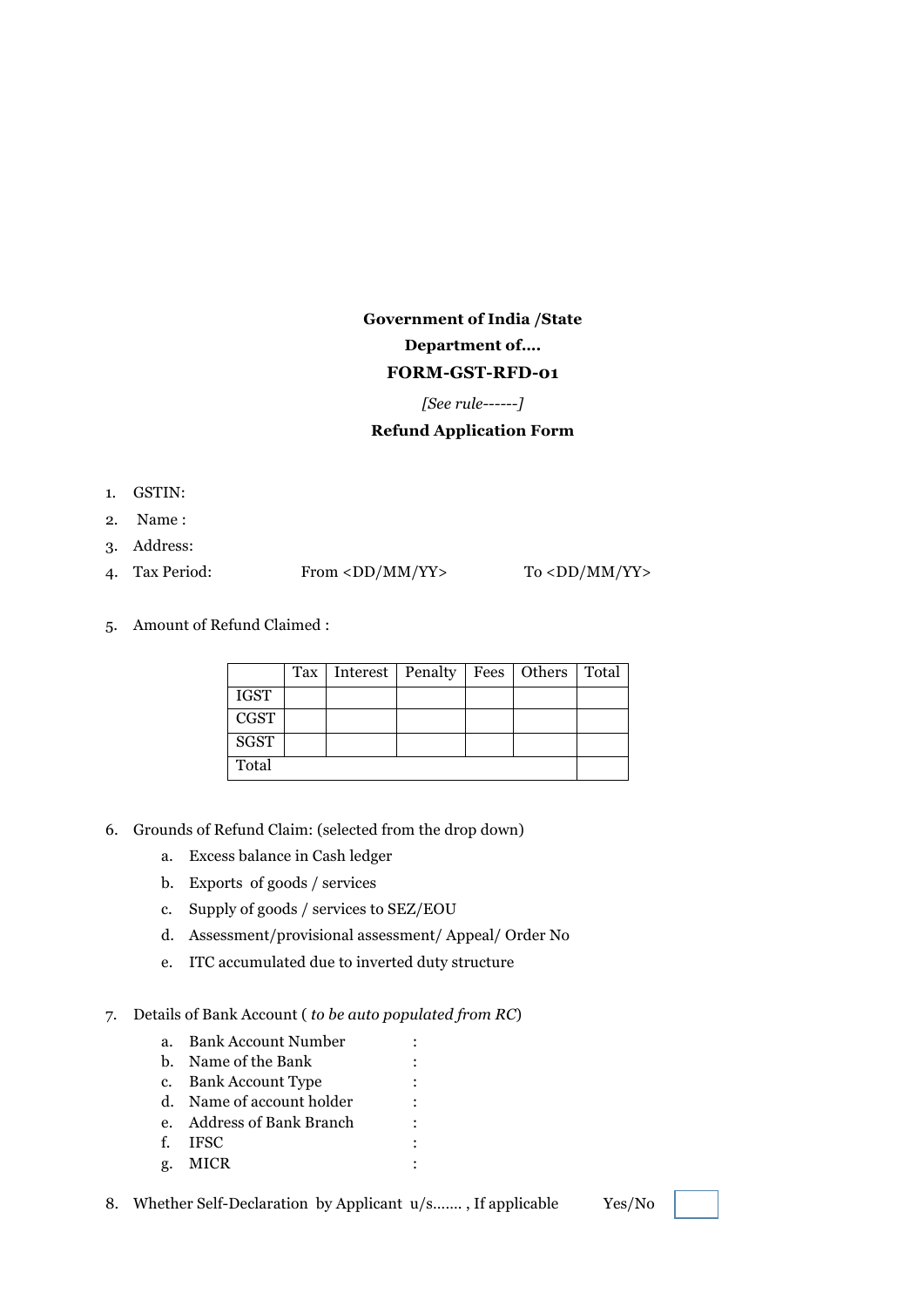**Government of India /State**

**Department of….**

**FORM-GST-RFD-01**

*[See rule------]*

**Refund Application Form**

1. GSTIN:
2. Name :
3. Address:
4. Tax Period: From <DD/MM/YY> To <DD/MM/YY>

5. Amount of Refund Claimed :

| | Tax | Interest | Penalty | Fees | Others | Total |
|---|---|---|---|---|---|---|
| IGST | | | | | | |
| CGST | | | | | | |
| SGST | | | | | | |
| Total | | | | | | |

6. Grounds of Refund Claim: (selected from the drop down)
   a. Excess balance in Cash ledger
   b. Exports of goods / services
   c. Supply of goods / services to SEZ/EOU
   d. Assessment/provisional assessment/ Appeal/ Order No
   e. ITC accumulated due to inverted duty structure

7. Details of Bank Account ( *to be auto populated from RC*)
   a. Bank Account Number :
   b. Name of the Bank :
   c. Bank Account Type :
   d. Name of account holder :
   e. Address of Bank Branch :
   f. IFSC :
   g. MICR :

8. Whether Self-Declaration by Applicant u/s……. , If applicable Yes/No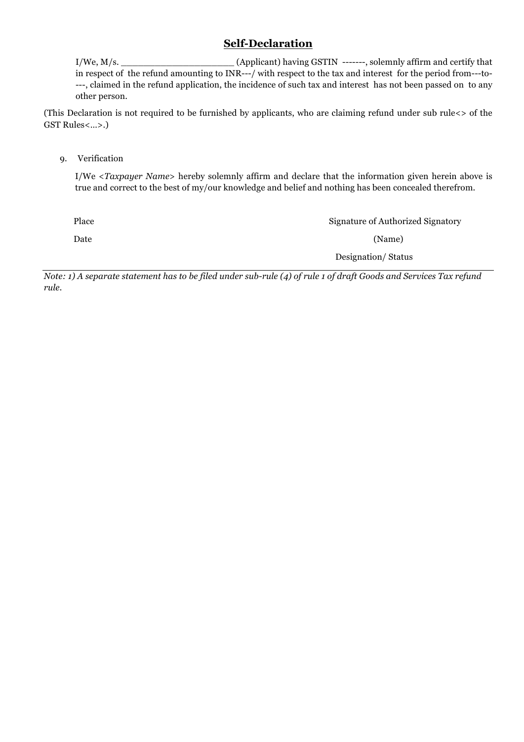## **Self-Declaration**

I/We, M/s. ______________________ (Applicant) having GSTIN -------, solemnly affirm and certify that in respect of the refund amounting to INR---/ with respect to the tax and interest for the period from---to----, claimed in the refund application, the incidence of such tax and interest has not been passed on to any other person.

(This Declaration is not required to be furnished by applicants, who are claiming refund under sub rule<> of the GST Rules<...>.)

9. Verification

   I/We <*Taxpayer Name*> hereby solemnly affirm and declare that the information given herein above is true and correct to the best of my/our knowledge and belief and nothing has been concealed therefrom.

Place

Date

Signature of Authorized Signatory

(Name)

Designation/ Status

*Note: 1) A separate statement has to be filed under sub-rule (4) of rule 1 of draft Goods and Services Tax refund rule.*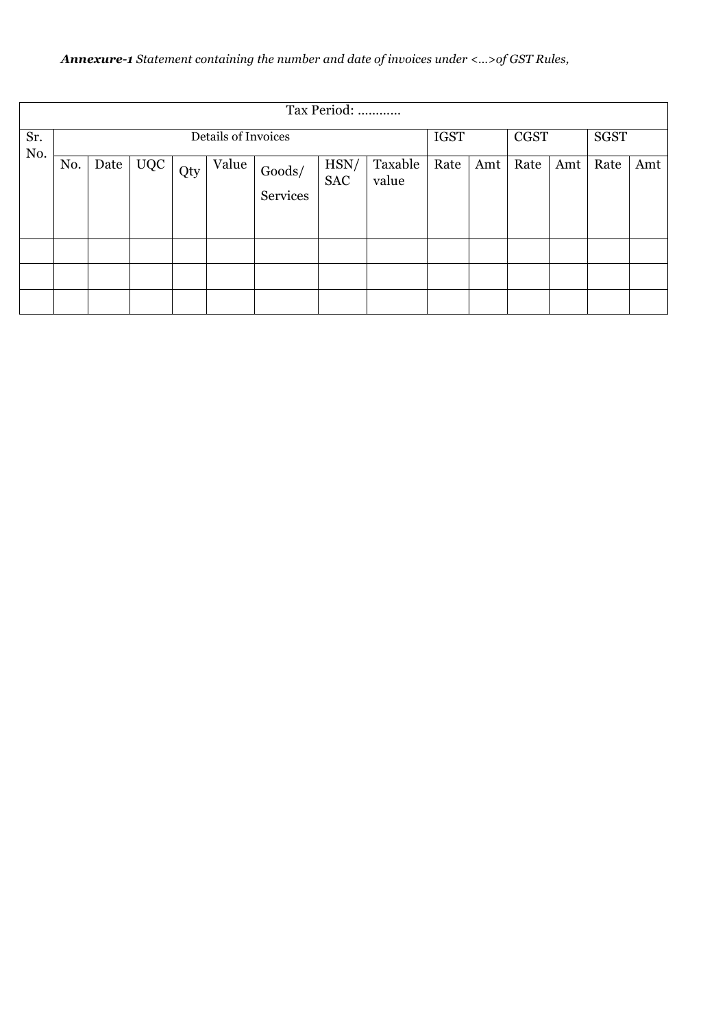***Annexure-1*** *Statement containing the number and date of invoices under <...>of GST Rules,*

| Tax Period: ………… | | | | | | | | | | | | | | |
|---|---|---|---|---|---|---|---|---|---|---|---|---|---|---|
| Sr. No. | Details of Invoices | | | | | | | | IGST | | CGST | | SGST | |
| | No. | Date | UQC | Qty | Value | Goods/ Services | HSN/ SAC | Taxable value | Rate | Amt | Rate | Amt | Rate | Amt |
| | | | | | | | | | | | | | | |
| | | | | | | | | | | | | | | |
| | | | | | | | | | | | | | | |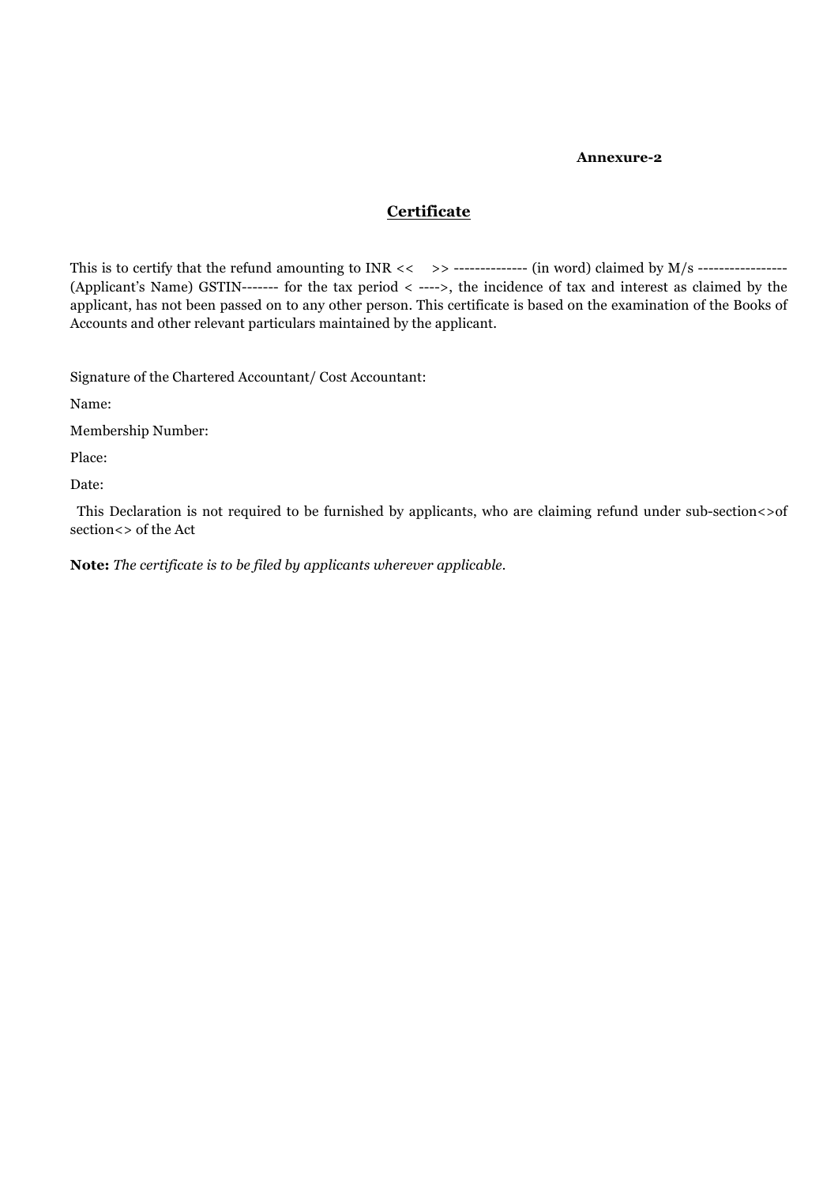**Annexure-2**

## Certificate

This is to certify that the refund amounting to INR << >> -------------- (in word) claimed by M/s ----------------- (Applicant's Name) GSTIN------- for the tax period < ---->, the incidence of tax and interest as claimed by the applicant, has not been passed on to any other person. This certificate is based on the examination of the Books of Accounts and other relevant particulars maintained by the applicant.

Signature of the Chartered Accountant/ Cost Accountant:

Name:

Membership Number:

Place:

Date:

This Declaration is not required to be furnished by applicants, who are claiming refund under sub-section<>of section<> of the Act

**Note:** *The certificate is to be filed by applicants wherever applicable.*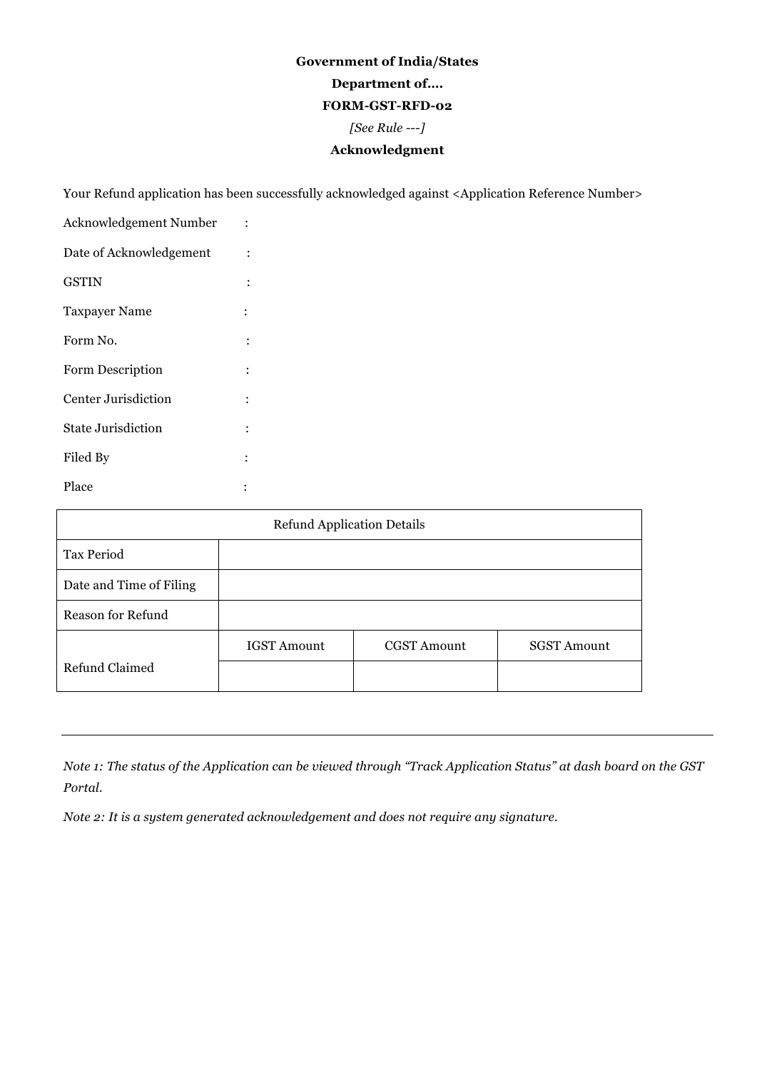**Government of India/States**

**Department of....**

**FORM-GST-RFD-02**

*[See Rule ---]*

**Acknowledgment**

Your Refund application has been successfully acknowledged against <Application Reference Number>

Acknowledgement Number :

Date of Acknowledgement :

GSTIN :

Taxpayer Name :

Form No. :

Form Description :

Center Jurisdiction :

State Jurisdiction :

Filed By :

Place :

| Refund Application Details | | | |
|---|---|---|---|
| Tax Period | | | |
| Date and Time of Filing | | | |
| Reason for Refund | | | |
| Refund Claimed | IGST Amount | CGST Amount | SGST Amount |
| | | | |

---

*Note 1: The status of the Application can be viewed through "Track Application Status" at dash board on the GST Portal.*

*Note 2: It is a system generated acknowledgement and does not require any signature.*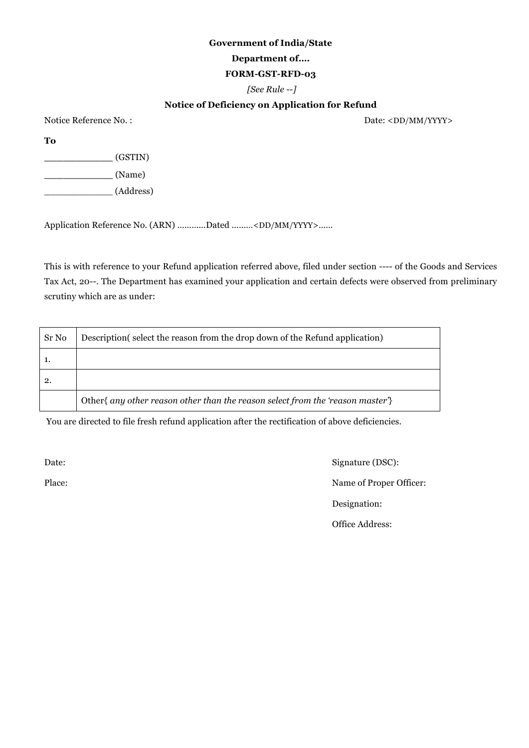**Government of India/State**

**Department of....**

**FORM-GST-RFD-03**

*[See Rule --]*

**Notice of Deficiency on Application for Refund**

Notice Reference No. : Date: <DD/MM/YYYY>

**To**

_____________ (GSTIN)

_____________ (Name)

_____________ (Address)

Application Reference No. (ARN) ...........Dated .........<DD/MM/YYYY>......

This is with reference to your Refund application referred above, filed under section ---- of the Goods and Services Tax Act, 20--. The Department has examined your application and certain defects were observed from preliminary scrutiny which are as under:

| Sr No | Description( select the reason from the drop down of the Refund application) |
|---|---|
| 1. | |
| 2. | |
| | Other{ *any other reason other than the reason select from the 'reason master'*} |

You are directed to file fresh refund application after the rectification of above deficiencies.

Date:

Place:

Signature (DSC):

Name of Proper Officer:

Designation:

Office Address: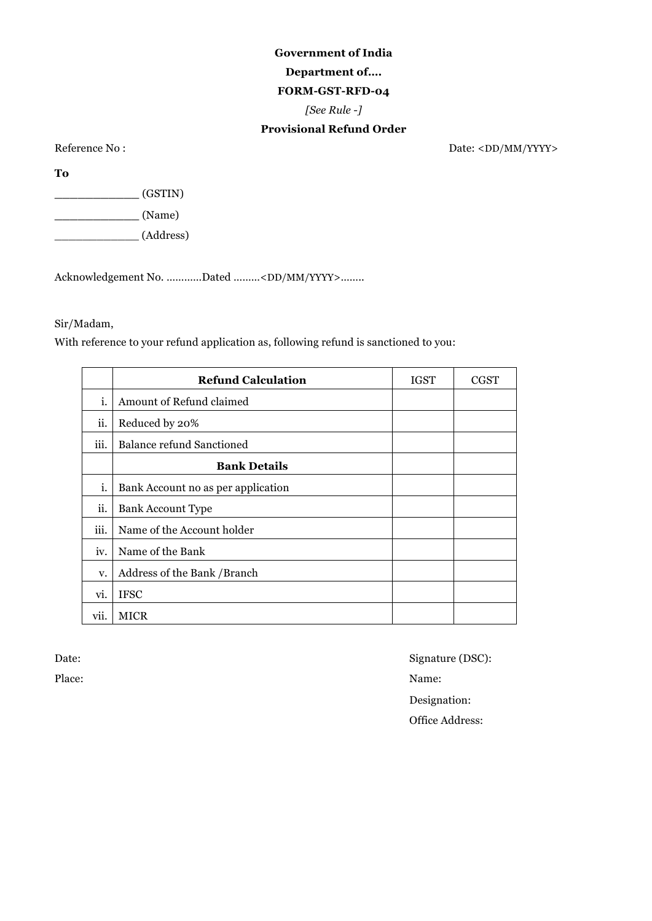**Government of India**

**Department of....**

**FORM-GST-RFD-04**

*[See Rule -]*

**Provisional Refund Order**

Reference No : Date: <DD/MM/YYYY>

**To**

_____________ (GSTIN)

_____________ (Name)

_____________ (Address)

Acknowledgement No. …………Dated ………<DD/MM/YYYY>……..

Sir/Madam,

With reference to your refund application as, following refund is sanctioned to you:

| | **Refund Calculation** | IGST | CGST |
|---|---|---|---|
| i. | Amount of Refund claimed | | |
| ii. | Reduced by 20% | | |
| iii. | Balance refund Sanctioned | | |
| | **Bank Details** | | |
| i. | Bank Account no as per application | | |
| ii. | Bank Account Type | | |
| iii. | Name of the Account holder | | |
| iv. | Name of the Bank | | |
| v. | Address of the Bank /Branch | | |
| vi. | IFSC | | |
| vii. | MICR | | |

Date:

Place:

Signature (DSC):

Name:

Designation:

Office Address: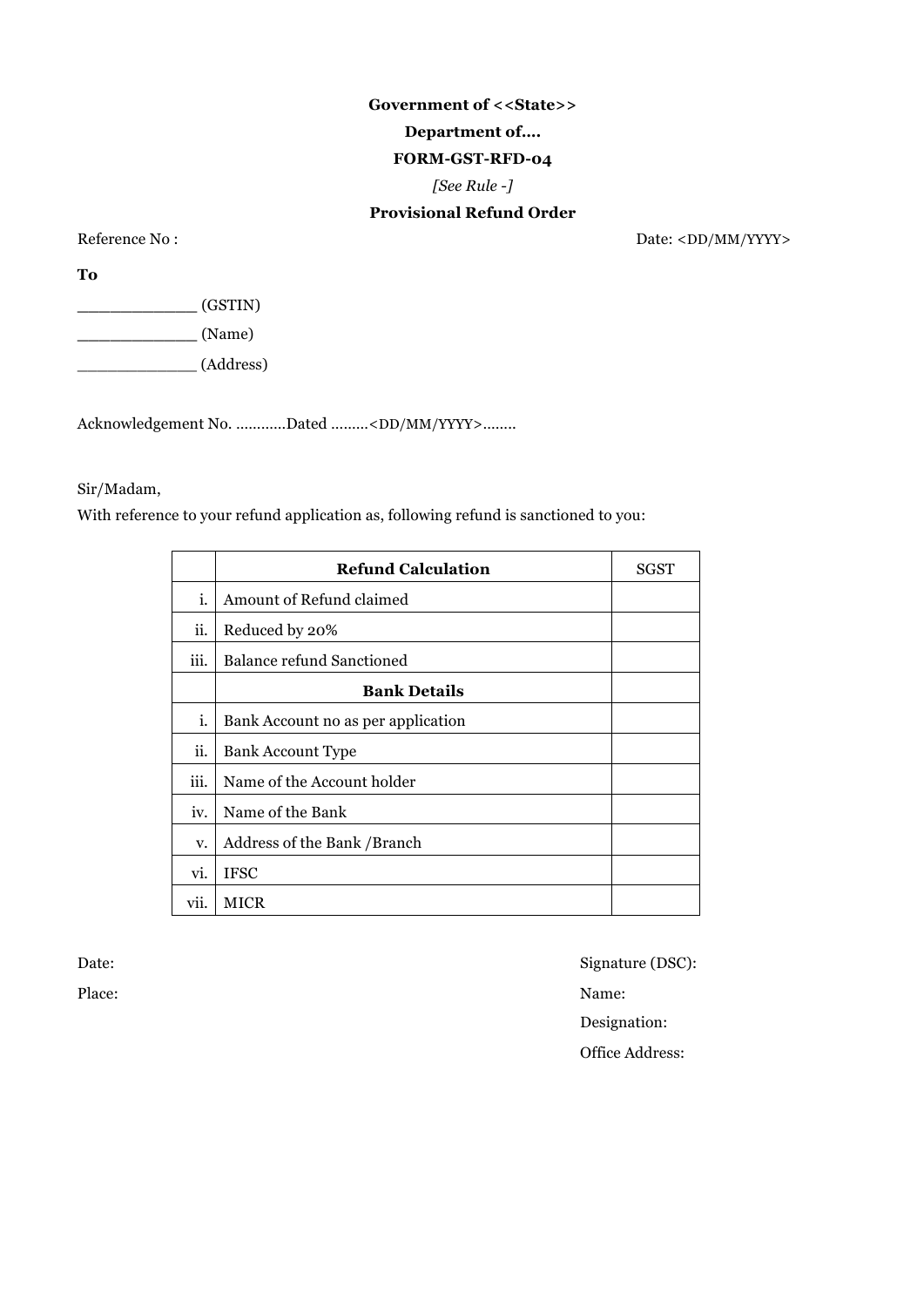**Government of <<State>>**

**Department of....**

**FORM-GST-RFD-04**

*[See Rule -]*

**Provisional Refund Order**

Reference No : Date: <DD/MM/YYYY>

**To**

_____________ (GSTIN)

_____________ (Name)

_____________ (Address)

Acknowledgement No. ............Dated .........<DD/MM/YYYY>........

Sir/Madam,

With reference to your refund application as, following refund is sanctioned to you:

| | **Refund Calculation** | SGST |
|---|---|---|
| i. | Amount of Refund claimed | |
| ii. | Reduced by 20% | |
| iii. | Balance refund Sanctioned | |
| | **Bank Details** | |
| i. | Bank Account no as per application | |
| ii. | Bank Account Type | |
| iii. | Name of the Account holder | |
| iv. | Name of the Bank | |
| v. | Address of the Bank /Branch | |
| vi. | IFSC | |
| vii. | MICR | |

Date: Signature (DSC):

Place: Name:

Designation:

Office Address: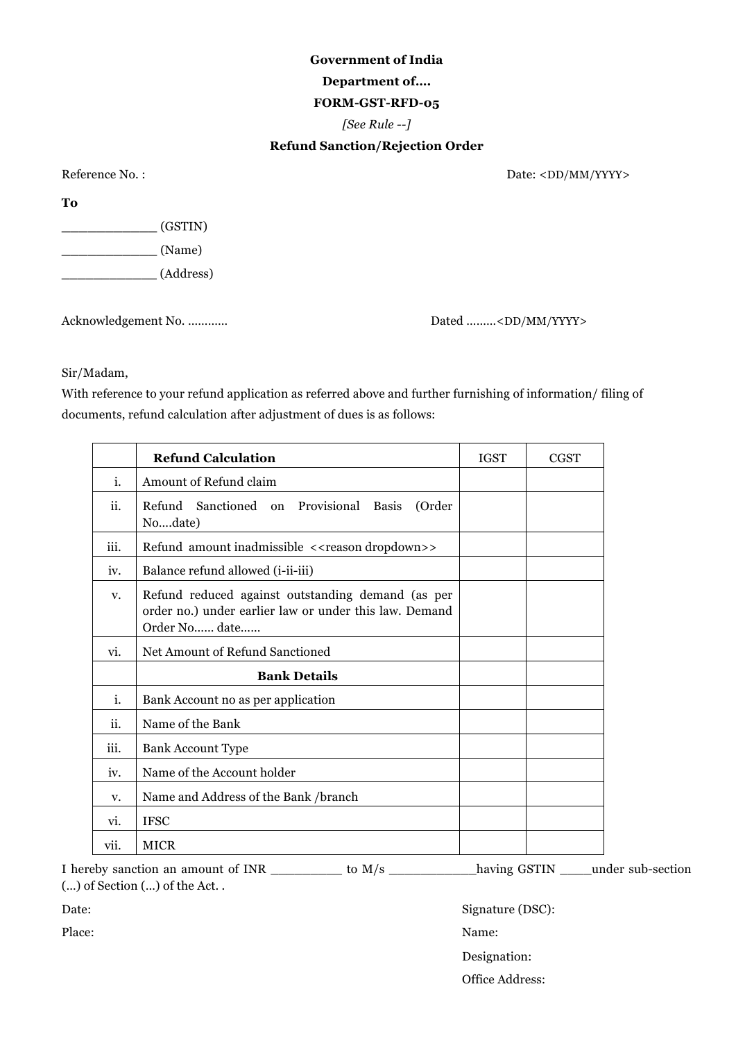**Government of India**

**Department of....**

**FORM-GST-RFD-05**

*[See Rule --]*

**Refund Sanction/Rejection Order**

Reference No. : Date: <DD/MM/YYYY>

**To**

_____________ (GSTIN)

_____________ (Name)

_____________ (Address)

Acknowledgement No. ........... Dated .........<DD/MM/YYYY>

Sir/Madam,

With reference to your refund application as referred above and further furnishing of information/ filing of documents, refund calculation after adjustment of dues is as follows:

| | **Refund Calculation** | IGST | CGST |
|---|---|---|---|
| i. | Amount of Refund claim | | |
| ii. | Refund Sanctioned on Provisional Basis (Order No....date) | | |
| iii. | Refund amount inadmissible <<reason dropdown>> | | |
| iv. | Balance refund allowed (i-ii-iii) | | |
| v. | Refund reduced against outstanding demand (as per order no.) under earlier law or under this law. Demand Order No...... date...... | | |
| vi. | Net Amount of Refund Sanctioned | | |
| | **Bank Details** | | |
| i. | Bank Account no as per application | | |
| ii. | Name of the Bank | | |
| iii. | Bank Account Type | | |
| iv. | Name of the Account holder | | |
| v. | Name and Address of the Bank /branch | | |
| vi. | IFSC | | |
| vii. | MICR | | |

I hereby sanction an amount of INR __________ to M/s ____________having GSTIN ____under sub-section (...) of Section (...) of the Act. .

Date:

Place:

Signature (DSC):

Name:

Designation:

Office Address: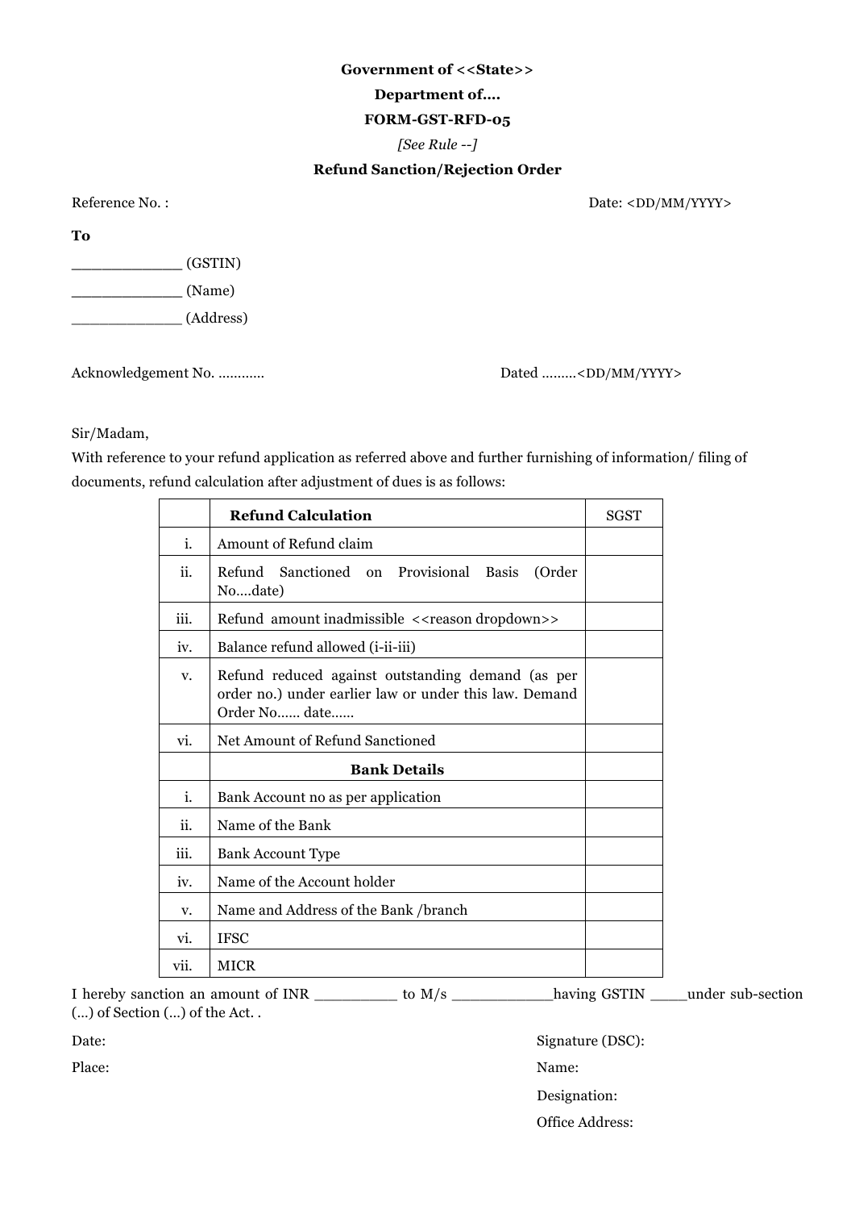**Government of <<State>>**

**Department of....**

**FORM-GST-RFD-05**

*[See Rule --]*

**Refund Sanction/Rejection Order**

Reference No. : Date: <DD/MM/YYYY>

**To**

_____________ (GSTIN)

_____________ (Name)

_____________ (Address)

Acknowledgement No. ........... Dated .........<DD/MM/YYYY>

Sir/Madam,

With reference to your refund application as referred above and further furnishing of information/ filing of documents, refund calculation after adjustment of dues is as follows:

| | **Refund Calculation** | SGST |
|---|---|---|
| i. | Amount of Refund claim | |
| ii. | Refund Sanctioned on Provisional Basis (Order No....date) | |
| iii. | Refund amount inadmissible <<reason dropdown>> | |
| iv. | Balance refund allowed (i-ii-iii) | |
| v. | Refund reduced against outstanding demand (as per order no.) under earlier law or under this law. Demand Order No...... date...... | |
| vi. | Net Amount of Refund Sanctioned | |
| | **Bank Details** | |
| i. | Bank Account no as per application | |
| ii. | Name of the Bank | |
| iii. | Bank Account Type | |
| iv. | Name of the Account holder | |
| v. | Name and Address of the Bank /branch | |
| vi. | IFSC | |
| vii. | MICR | |

I hereby sanction an amount of INR __________ to M/s ____________having GSTIN _____under sub-section (...) of Section (...) of the Act. .

Date: Signature (DSC):

Place: Name:

Designation:

Office Address: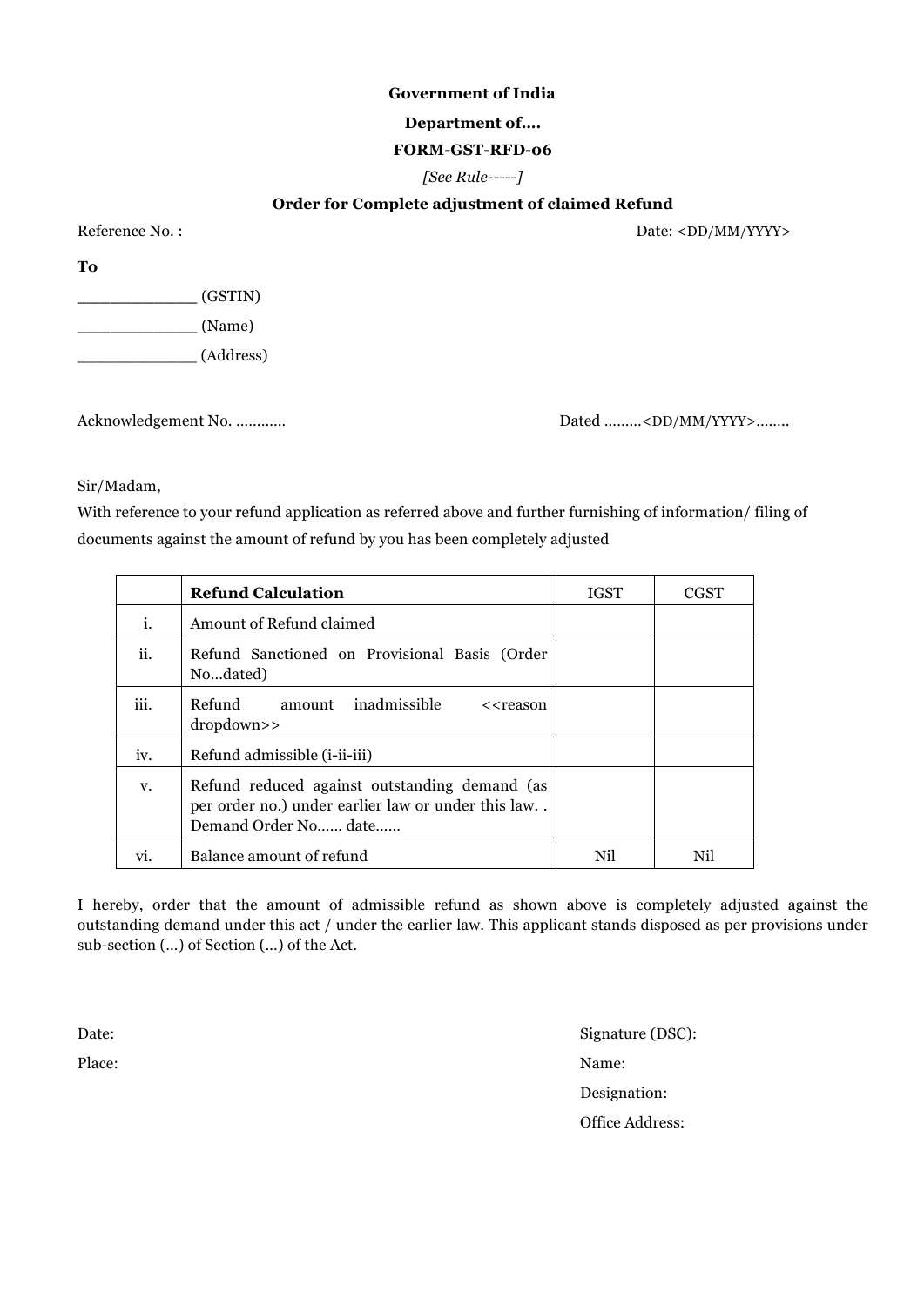**Government of India**

**Department of….**

**FORM-GST-RFD-06**

*[See Rule-----]*

**Order for Complete adjustment of claimed Refund**

Reference No. : Date: <DD/MM/YYYY>

**To**

_____________ (GSTIN)

_____________ (Name)

_____________ (Address)

Acknowledgement No. ………… Dated ………<DD/MM/YYYY>……..

Sir/Madam,

With reference to your refund application as referred above and further furnishing of information/ filing of documents against the amount of refund by you has been completely adjusted

| | **Refund Calculation** | IGST | CGST |
|---|---|---|---|
| i. | Amount of Refund claimed | | |
| ii. | Refund Sanctioned on Provisional Basis (Order No…dated) | | |
| iii. | Refund amount inadmissible <<reason dropdown>> | | |
| iv. | Refund admissible (i-ii-iii) | | |
| v. | Refund reduced against outstanding demand (as per order no.) under earlier law or under this law. . Demand Order No…… date…… | | |
| vi. | Balance amount of refund | Nil | Nil |

I hereby, order that the amount of admissible refund as shown above is completely adjusted against the outstanding demand under this act / under the earlier law. This applicant stands disposed as per provisions under sub-section (…) of Section (…) of the Act.

Date:

Place:

Signature (DSC):

Name:

Designation:

Office Address: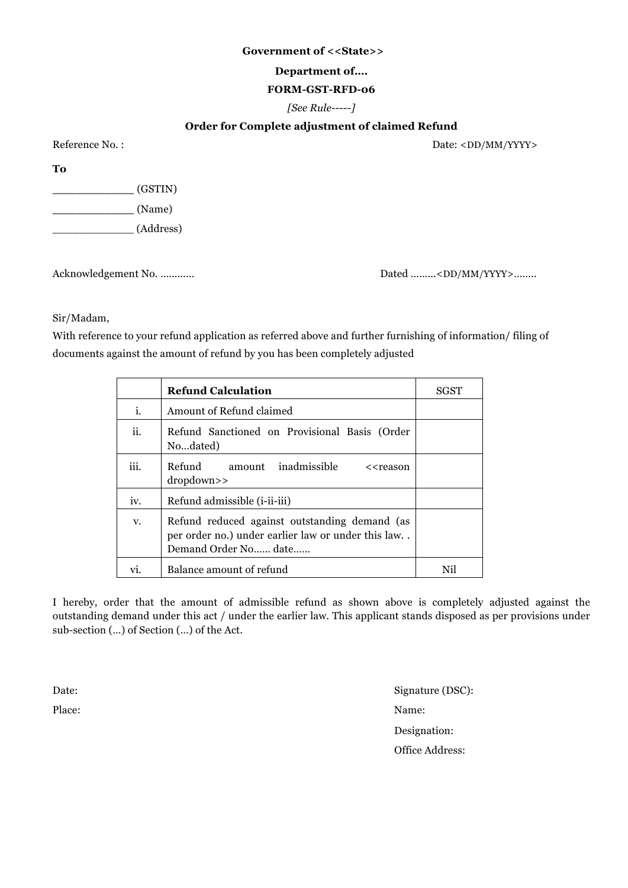**Government of <<State>>**

**Department of....**

**FORM-GST-RFD-06**

*[See Rule-----]*

**Order for Complete adjustment of claimed Refund**

Reference No. : Date: <DD/MM/YYYY>

**To**

_____________ (GSTIN)

_____________ (Name)

_____________ (Address)

Acknowledgement No. ………… Dated ………<DD/MM/YYYY>……..

Sir/Madam,

With reference to your refund application as referred above and further furnishing of information/ filing of documents against the amount of refund by you has been completely adjusted

| | **Refund Calculation** | SGST |
|---|---|---|
| i. | Amount of Refund claimed | |
| ii. | Refund Sanctioned on Provisional Basis (Order No…dated) | |
| iii. | Refund amount inadmissible <<reason dropdown>> | |
| iv. | Refund admissible (i-ii-iii) | |
| v. | Refund reduced against outstanding demand (as per order no.) under earlier law or under this law. . Demand Order No…… date…… | |
| vi. | Balance amount of refund | Nil |

I hereby, order that the amount of admissible refund as shown above is completely adjusted against the outstanding demand under this act / under the earlier law. This applicant stands disposed as per provisions under sub-section (…) of Section (…) of the Act.

Date:

Place:

Signature (DSC):

Name:

Designation:

Office Address: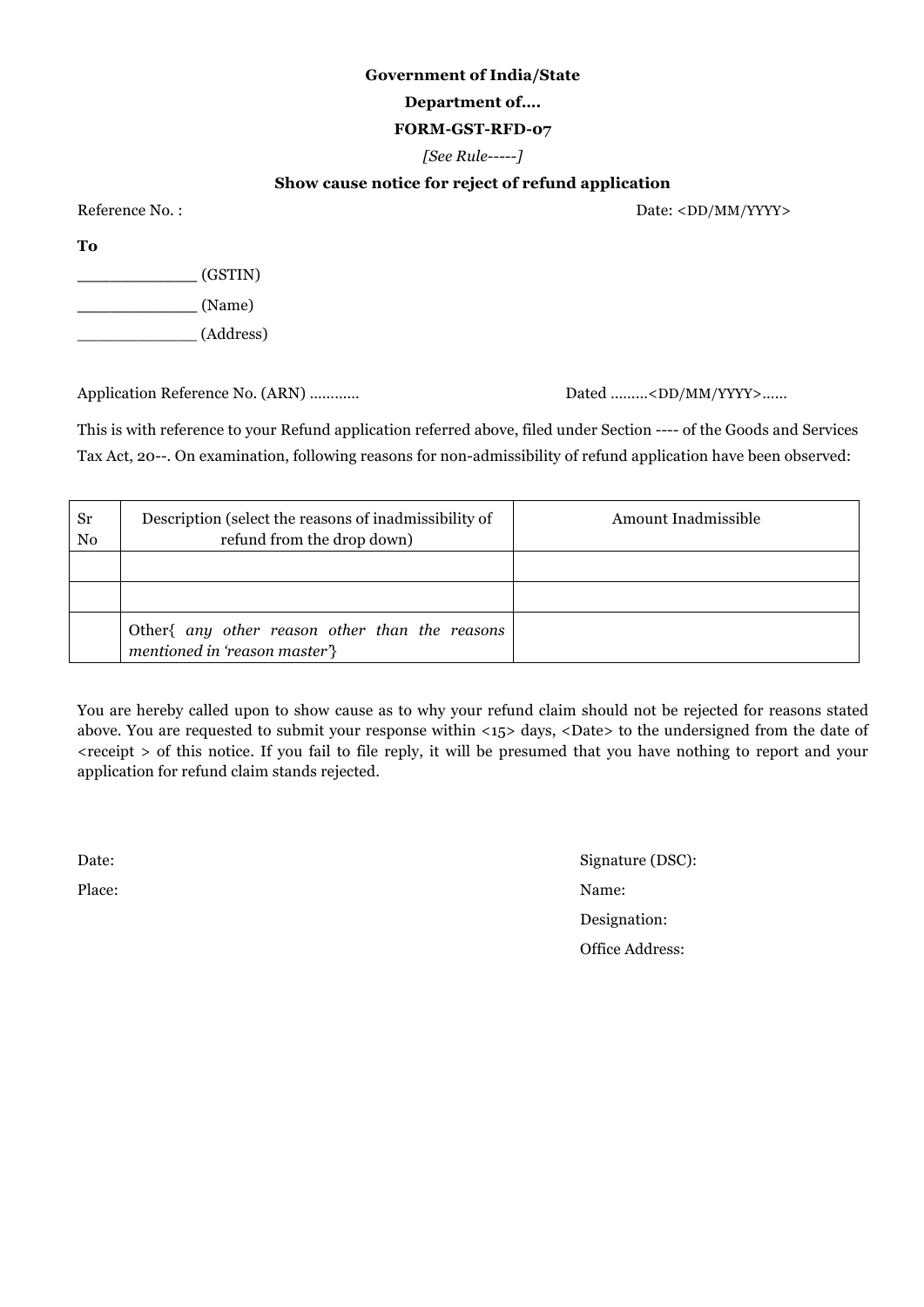**Government of India/State**

**Department of....**

**FORM-GST-RFD-07**

*[See Rule-----]*

**Show cause notice for reject of refund application**

Reference No. : Date: <DD/MM/YYYY>

**To**

_____________ (GSTIN)

_____________ (Name)

_____________ (Address)

Application Reference No. (ARN) ........... Dated .........<DD/MM/YYYY>......

This is with reference to your Refund application referred above, filed under Section ---- of the Goods and Services Tax Act, 20--. On examination, following reasons for non-admissibility of refund application have been observed:

| Sr No | Description (select the reasons of inadmissibility of refund from the drop down) | Amount Inadmissible |
|---|---|---|
| | | |
| | | |
| | Other{ *any other reason other than the reasons mentioned in 'reason master'*} | |

You are hereby called upon to show cause as to why your refund claim should not be rejected for reasons stated above. You are requested to submit your response within <15> days, <Date> to the undersigned from the date of <receipt > of this notice. If you fail to file reply, it will be presumed that you have nothing to report and your application for refund claim stands rejected.

Date:

Place:

Signature (DSC):

Name:

Designation:

Office Address: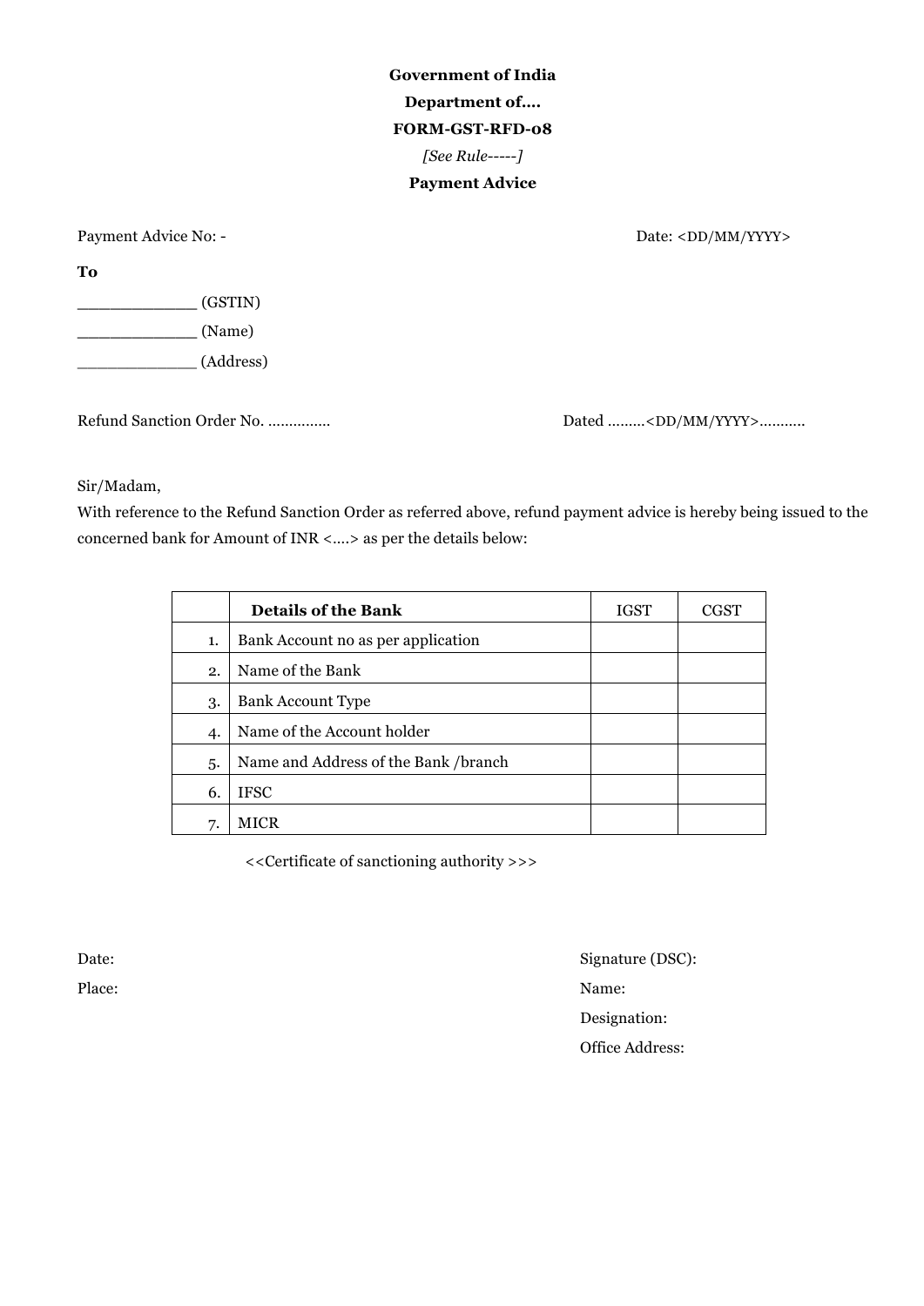**Government of India**

**Department of….**

**FORM-GST-RFD-08**

*[See Rule-----]*

**Payment Advice**

Payment Advice No: - Date: <DD/MM/YYYY>

**To**

_____________ (GSTIN)

_____________ (Name)

_____________ (Address)

Refund Sanction Order No. …………… Dated ………<DD/MM/YYYY>………..

Sir/Madam,

With reference to the Refund Sanction Order as referred above, refund payment advice is hereby being issued to the concerned bank for Amount of INR <….> as per the details below:

| | **Details of the Bank** | IGST | CGST |
|---|---|---|---|
| 1. | Bank Account no as per application | | |
| 2. | Name of the Bank | | |
| 3. | Bank Account Type | | |
| 4. | Name of the Account holder | | |
| 5. | Name and Address of the Bank /branch | | |
| 6. | IFSC | | |
| 7. | MICR | | |

<<Certificate of sanctioning authority >>>

Date:

Place:

Signature (DSC):

Name:

Designation:

Office Address: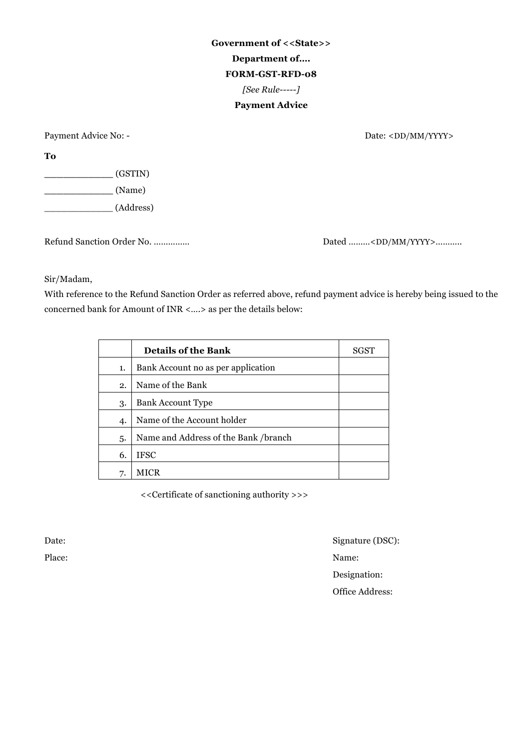**Government of <<State>>**

**Department of….**

**FORM-GST-RFD-08**

*[See Rule-----]*

**Payment Advice**

Payment Advice No: - Date: <DD/MM/YYYY>

**To**

_____________ (GSTIN)

_____________ (Name)

_____________ (Address)

Refund Sanction Order No. …………… Dated ………<DD/MM/YYYY>………..

Sir/Madam,

With reference to the Refund Sanction Order as referred above, refund payment advice is hereby being issued to the concerned bank for Amount of INR <….> as per the details below:

| | **Details of the Bank** | SGST |
|---|---|---|
| 1. | Bank Account no as per application | |
| 2. | Name of the Bank | |
| 3. | Bank Account Type | |
| 4. | Name of the Account holder | |
| 5. | Name and Address of the Bank /branch | |
| 6. | IFSC | |
| 7. | MICR | |

<<Certificate of sanctioning authority >>>

Date:

Place:

Signature (DSC):

Name:

Designation:

Office Address: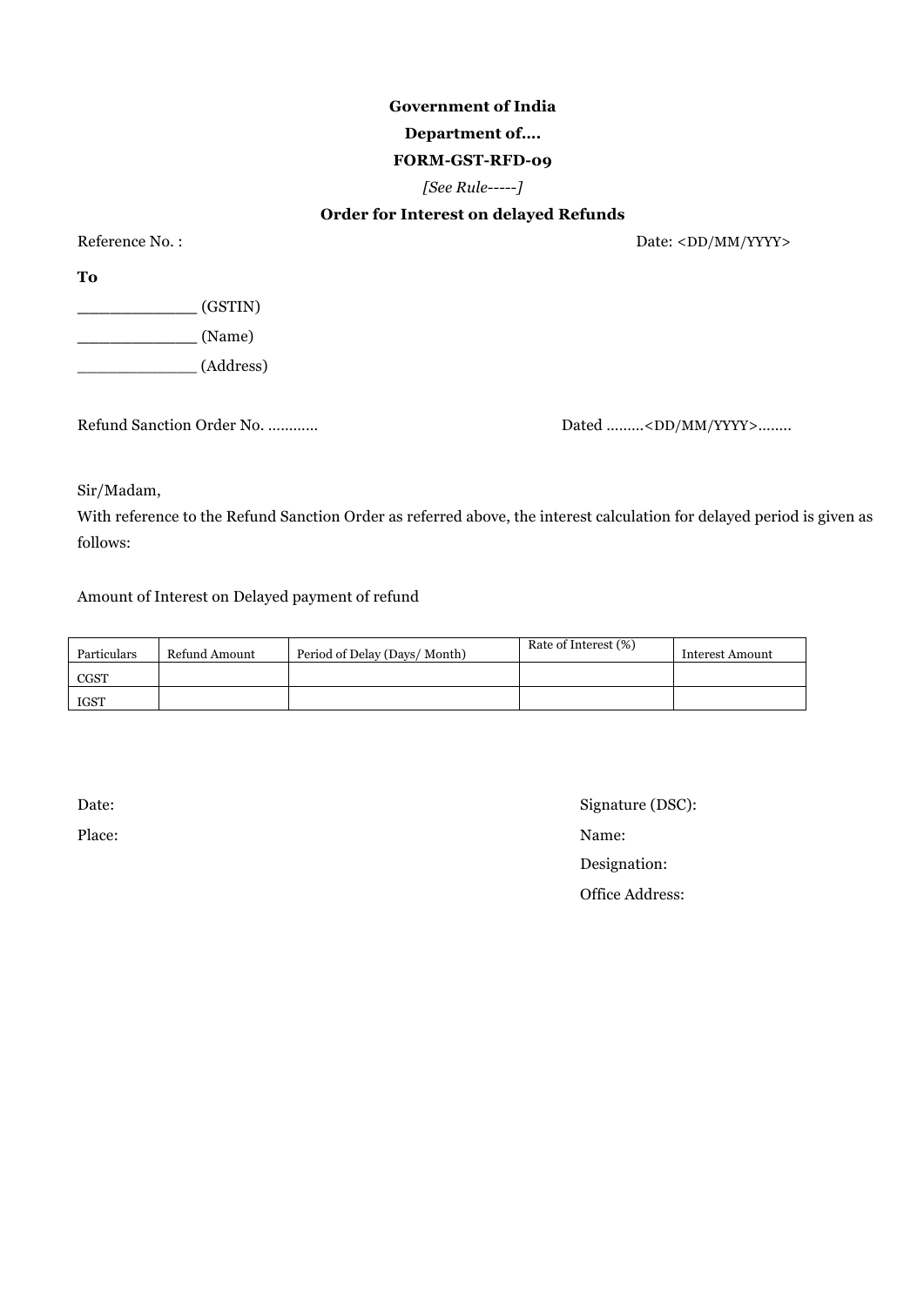**Government of India**

**Department of….**

**FORM-GST-RFD-09**

*[See Rule-----]*

**Order for Interest on delayed Refunds**

Reference No. : Date: <DD/MM/YYYY>

**To**

_____________ (GSTIN)

_____________ (Name)

_____________ (Address)

Refund Sanction Order No. ………… Dated ………<DD/MM/YYYY>……..

Sir/Madam,

With reference to the Refund Sanction Order as referred above, the interest calculation for delayed period is given as follows:

Amount of Interest on Delayed payment of refund

| Particulars | Refund Amount | Period of Delay (Days/ Month) | Rate of Interest (%) | Interest Amount |
|---|---|---|---|---|
| CGST | | | | |
| IGST | | | | |

Date:

Place:

Signature (DSC):

Name:

Designation:

Office Address: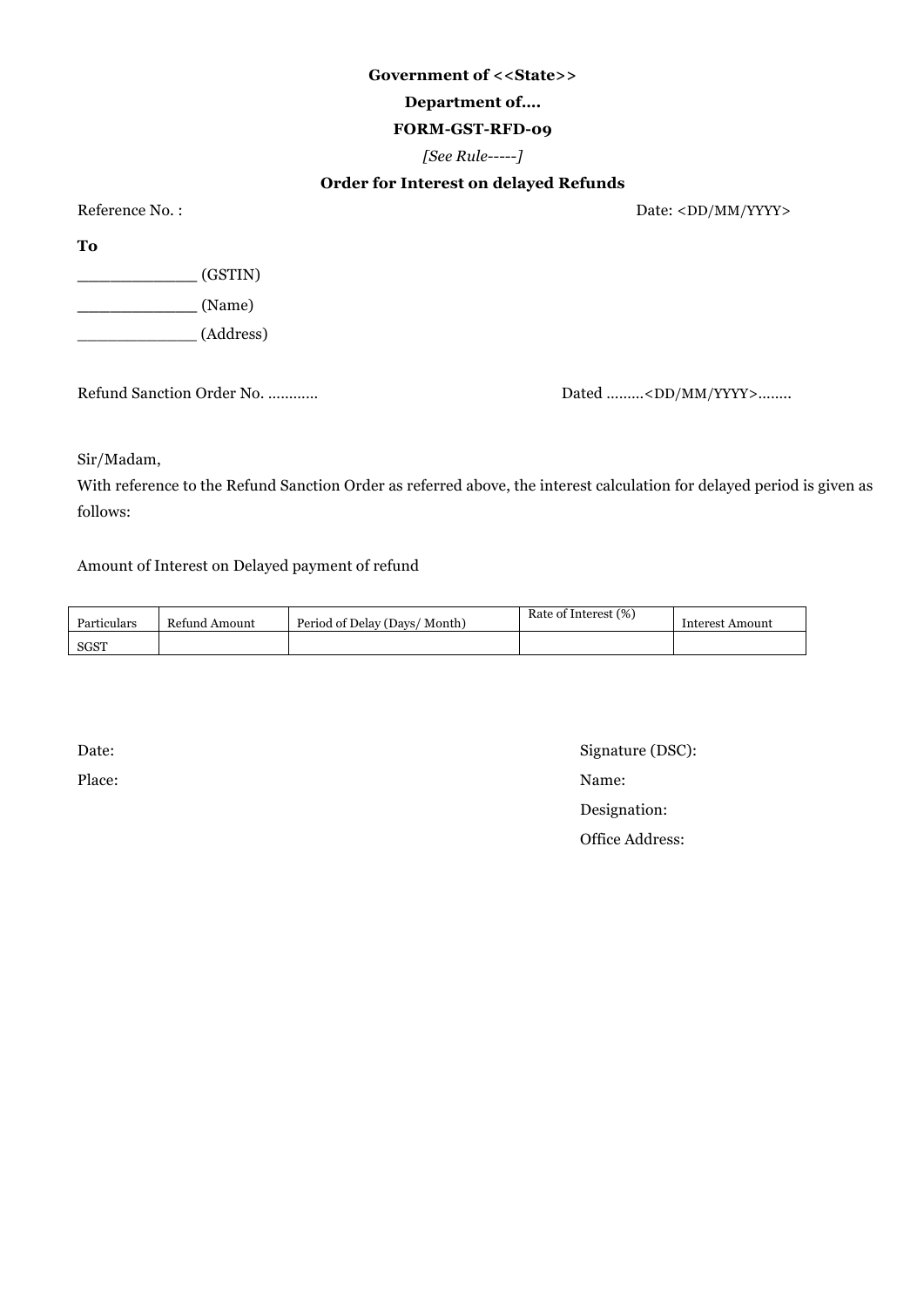**Government of <<State>>**

**Department of....**

**FORM-GST-RFD-09**

*[See Rule-----]*

**Order for Interest on delayed Refunds**

Reference No. : Date: <DD/MM/YYYY>

**To**

_____________ (GSTIN)

_____________ (Name)

_____________ (Address)

Refund Sanction Order No. ………… Dated ………<DD/MM/YYYY>……..

Sir/Madam,

With reference to the Refund Sanction Order as referred above, the interest calculation for delayed period is given as follows:

Amount of Interest on Delayed payment of refund

| Particulars | Refund Amount | Period of Delay (Days/ Month) | Rate of Interest (%) | Interest Amount |
|---|---|---|---|---|
| SGST | | | | |

Date:

Place:

Signature (DSC):

Name:

Designation:

Office Address: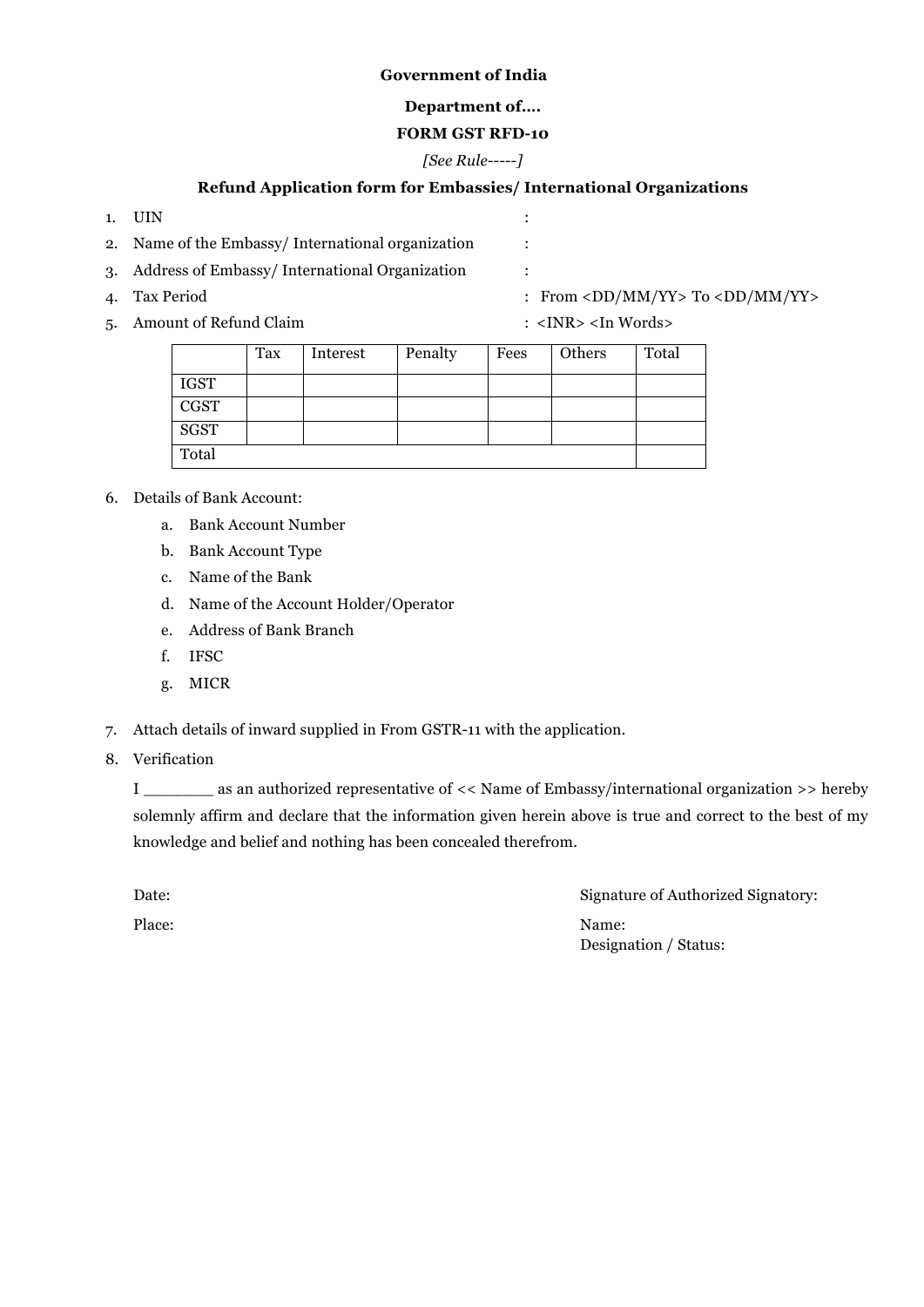**Government of India**

**Department of….**

**FORM GST RFD-10**

*[See Rule-----]*

**Refund Application form for Embassies/ International Organizations**

1. UIN :
2. Name of the Embassy/ International organization :
3. Address of Embassy/ International Organization :
4. Tax Period : From <DD/MM/YY> To <DD/MM/YY>
5. Amount of Refund Claim : <INR> <In Words>

| | Tax | Interest | Penalty | Fees | Others | Total |
|---|---|---|---|---|---|---|
| IGST | | | | | | |
| CGST | | | | | | |
| SGST | | | | | | |
| Total | | | | | | |

6. Details of Bank Account:
   a. Bank Account Number
   b. Bank Account Type
   c. Name of the Bank
   d. Name of the Account Holder/Operator
   e. Address of Bank Branch
   f. IFSC
   g. MICR
7. Attach details of inward supplied in From GSTR-11 with the application.
8. Verification

   I _______ as an authorized representative of << Name of Embassy/international organization >> hereby solemnly affirm and declare that the information given herein above is true and correct to the best of my knowledge and belief and nothing has been concealed therefrom.

Date: Signature of Authorized Signatory:

Place: Name:

Designation / Status: